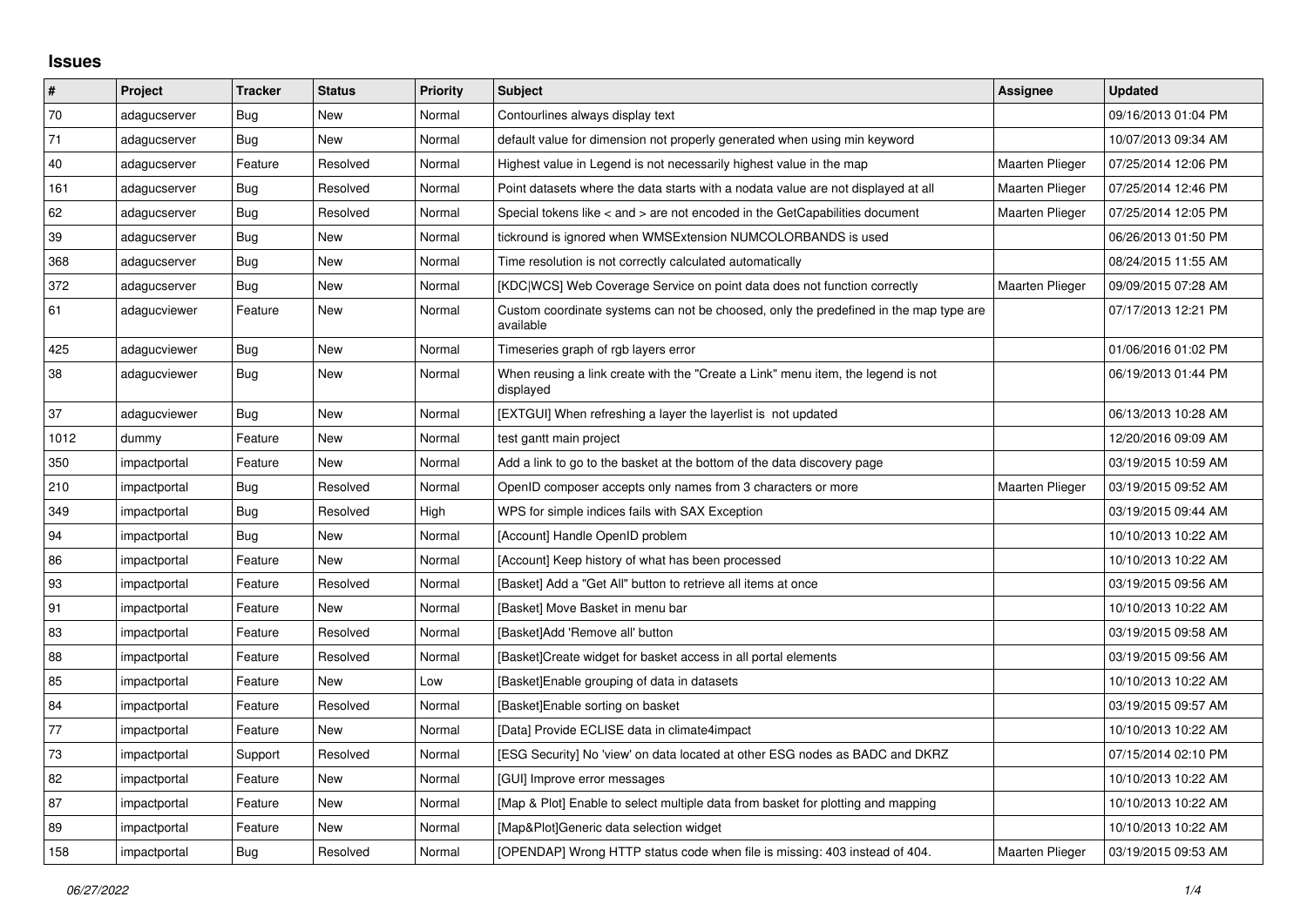## Issues

| # | Project | Tracker | Status | Priority | Subject | Assignee | Updated |
|---|---|---|---|---|---|---|---|
| 70 | adagucserver | Bug | New | Normal | Contourlines always display text | | 09/16/2013 01:04 PM |
| 71 | adagucserver | Bug | New | Normal | default value for dimension not properly generated when using min keyword | | 10/07/2013 09:34 AM |
| 40 | adagucserver | Feature | Resolved | Normal | Highest value in Legend is not necessarily highest value in the map | Maarten Plieger | 07/25/2014 12:06 PM |
| 161 | adagucserver | Bug | Resolved | Normal | Point datasets where the data starts with a nodata value are not displayed at all | Maarten Plieger | 07/25/2014 12:46 PM |
| 62 | adagucserver | Bug | Resolved | Normal | Special tokens like < and > are not encoded in the GetCapabilities document | Maarten Plieger | 07/25/2014 12:05 PM |
| 39 | adagucserver | Bug | New | Normal | tickround is ignored when WMSExtension NUMCOLORBANDS is used | | 06/26/2013 01:50 PM |
| 368 | adagucserver | Bug | New | Normal | Time resolution is not correctly calculated automatically | | 08/24/2015 11:55 AM |
| 372 | adagucserver | Bug | New | Normal | [KDC\|WCS] Web Coverage Service on point data does not function correctly | Maarten Plieger | 09/09/2015 07:28 AM |
| 61 | adagucviewer | Feature | New | Normal | Custom coordinate systems can not be choosed, only the predefined in the map type are available | | 07/17/2013 12:21 PM |
| 425 | adagucviewer | Bug | New | Normal | Timeseries graph of rgb layers error | | 01/06/2016 01:02 PM |
| 38 | adagucviewer | Bug | New | Normal | When reusing a link create with the "Create a Link" menu item, the legend is not displayed | | 06/19/2013 01:44 PM |
| 37 | adagucviewer | Bug | New | Normal | [EXTGUI] When refreshing a layer the layerlist is not updated | | 06/13/2013 10:28 AM |
| 1012 | dummy | Feature | New | Normal | test gantt main project | | 12/20/2016 09:09 AM |
| 350 | impactportal | Feature | New | Normal | Add a link to go to the basket at the bottom of the data discovery page | | 03/19/2015 10:59 AM |
| 210 | impactportal | Bug | Resolved | Normal | OpenID composer accepts only names from 3 characters or more | Maarten Plieger | 03/19/2015 09:52 AM |
| 349 | impactportal | Bug | Resolved | High | WPS for simple indices fails with SAX Exception | | 03/19/2015 09:44 AM |
| 94 | impactportal | Bug | New | Normal | [Account] Handle OpenID problem | | 10/10/2013 10:22 AM |
| 86 | impactportal | Feature | New | Normal | [Account] Keep history of what has been processed | | 10/10/2013 10:22 AM |
| 93 | impactportal | Feature | Resolved | Normal | [Basket] Add a "Get All" button to retrieve all items at once | | 03/19/2015 09:56 AM |
| 91 | impactportal | Feature | New | Normal | [Basket] Move Basket in menu bar | | 10/10/2013 10:22 AM |
| 83 | impactportal | Feature | Resolved | Normal | [Basket]Add 'Remove all' button | | 03/19/2015 09:58 AM |
| 88 | impactportal | Feature | Resolved | Normal | [Basket]Create widget for basket access in all portal elements | | 03/19/2015 09:56 AM |
| 85 | impactportal | Feature | New | Low | [Basket]Enable grouping of data in datasets | | 10/10/2013 10:22 AM |
| 84 | impactportal | Feature | Resolved | Normal | [Basket]Enable sorting on basket | | 03/19/2015 09:57 AM |
| 77 | impactportal | Feature | New | Normal | [Data] Provide ECLISE data in climate4impact | | 10/10/2013 10:22 AM |
| 73 | impactportal | Support | Resolved | Normal | [ESG Security] No 'view' on data located at other ESG nodes as BADC and DKRZ | | 07/15/2014 02:10 PM |
| 82 | impactportal | Feature | New | Normal | [GUI] Improve error messages | | 10/10/2013 10:22 AM |
| 87 | impactportal | Feature | New | Normal | [Map & Plot] Enable to select multiple data from basket for plotting and mapping | | 10/10/2013 10:22 AM |
| 89 | impactportal | Feature | New | Normal | [Map&Plot]Generic data selection widget | | 10/10/2013 10:22 AM |
| 158 | impactportal | Bug | Resolved | Normal | [OPENDAP] Wrong HTTP status code when file is missing: 403 instead of 404. | Maarten Plieger | 03/19/2015 09:53 AM |

*06/27/2022*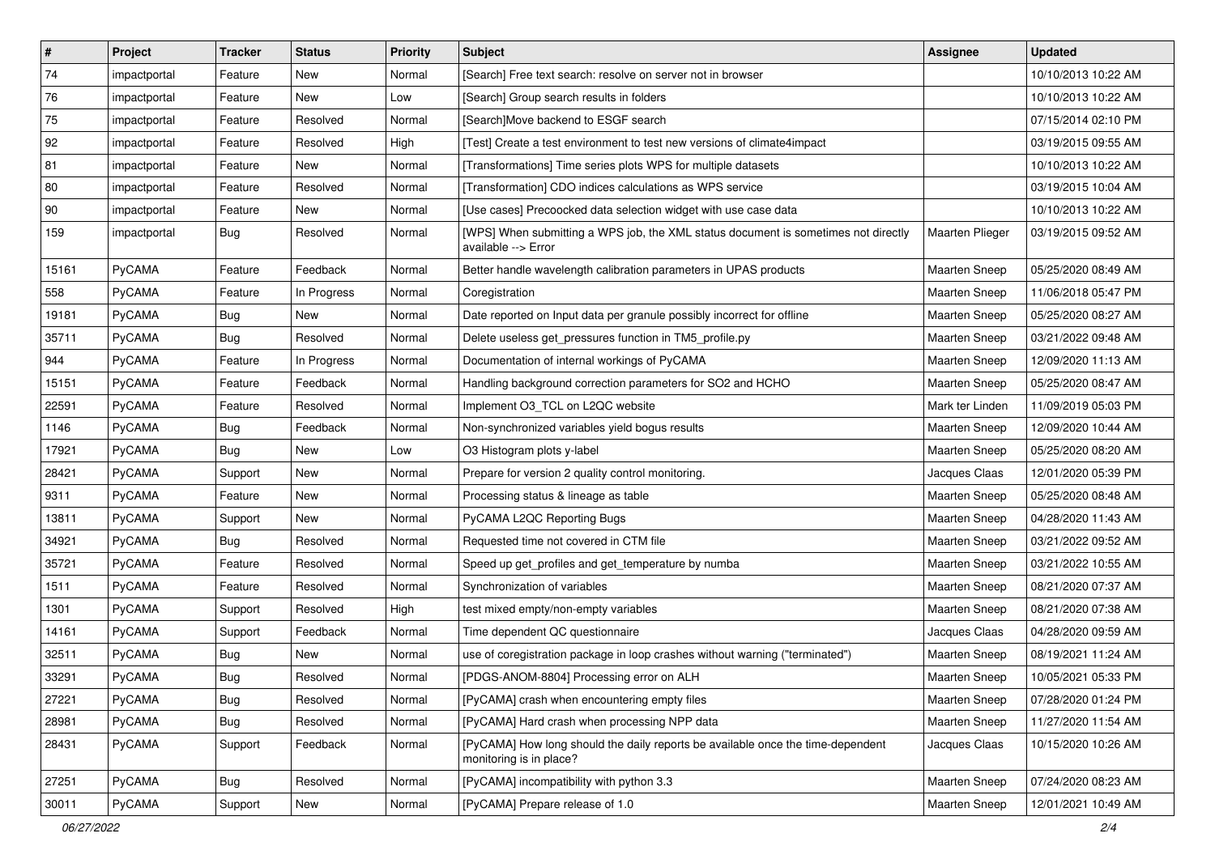| # | Project | Tracker | Status | Priority | Subject | Assignee | Updated |
|---|---|---|---|---|---|---|---|
| 74 | impactportal | Feature | New | Normal | [Search] Free text search: resolve on server not in browser | | 10/10/2013 10:22 AM |
| 76 | impactportal | Feature | New | Low | [Search] Group search results in folders | | 10/10/2013 10:22 AM |
| 75 | impactportal | Feature | Resolved | Normal | [Search]Move backend to ESGF search | | 07/15/2014 02:10 PM |
| 92 | impactportal | Feature | Resolved | High | [Test] Create a test environment to test new versions of climate4impact | | 03/19/2015 09:55 AM |
| 81 | impactportal | Feature | New | Normal | [Transformations] Time series plots WPS for multiple datasets | | 10/10/2013 10:22 AM |
| 80 | impactportal | Feature | Resolved | Normal | [Transformation] CDO indices calculations as WPS service | | 03/19/2015 10:04 AM |
| 90 | impactportal | Feature | New | Normal | [Use cases] Precoocked data selection widget with use case data | | 10/10/2013 10:22 AM |
| 159 | impactportal | Bug | Resolved | Normal | [WPS] When submitting a WPS job, the XML status document is sometimes not directly available --> Error | Maarten Plieger | 03/19/2015 09:52 AM |
| 15161 | PyCAMA | Feature | Feedback | Normal | Better handle wavelength calibration parameters in UPAS products | Maarten Sneep | 05/25/2020 08:49 AM |
| 558 | PyCAMA | Feature | In Progress | Normal | Coregistration | Maarten Sneep | 11/06/2018 05:47 PM |
| 19181 | PyCAMA | Bug | New | Normal | Date reported on Input data per granule possibly incorrect for offline | Maarten Sneep | 05/25/2020 08:27 AM |
| 35711 | PyCAMA | Bug | Resolved | Normal | Delete useless get_pressures function in TM5_profile.py | Maarten Sneep | 03/21/2022 09:48 AM |
| 944 | PyCAMA | Feature | In Progress | Normal | Documentation of internal workings of PyCAMA | Maarten Sneep | 12/09/2020 11:13 AM |
| 15151 | PyCAMA | Feature | Feedback | Normal | Handling background correction parameters for SO2 and HCHO | Maarten Sneep | 05/25/2020 08:47 AM |
| 22591 | PyCAMA | Feature | Resolved | Normal | Implement O3_TCL on L2QC website | Mark ter Linden | 11/09/2019 05:03 PM |
| 1146 | PyCAMA | Bug | Feedback | Normal | Non-synchronized variables yield bogus results | Maarten Sneep | 12/09/2020 10:44 AM |
| 17921 | PyCAMA | Bug | New | Low | O3 Histogram plots y-label | Maarten Sneep | 05/25/2020 08:20 AM |
| 28421 | PyCAMA | Support | New | Normal | Prepare for version 2 quality control monitoring. | Jacques Claas | 12/01/2020 05:39 PM |
| 9311 | PyCAMA | Feature | New | Normal | Processing status & lineage as table | Maarten Sneep | 05/25/2020 08:48 AM |
| 13811 | PyCAMA | Support | New | Normal | PyCAMA L2QC Reporting Bugs | Maarten Sneep | 04/28/2020 11:43 AM |
| 34921 | PyCAMA | Bug | Resolved | Normal | Requested time not covered in CTM file | Maarten Sneep | 03/21/2022 09:52 AM |
| 35721 | PyCAMA | Feature | Resolved | Normal | Speed up get_profiles and get_temperature by numba | Maarten Sneep | 03/21/2022 10:55 AM |
| 1511 | PyCAMA | Feature | Resolved | Normal | Synchronization of variables | Maarten Sneep | 08/21/2020 07:37 AM |
| 1301 | PyCAMA | Support | Resolved | High | test mixed empty/non-empty variables | Maarten Sneep | 08/21/2020 07:38 AM |
| 14161 | PyCAMA | Support | Feedback | Normal | Time dependent QC questionnaire | Jacques Claas | 04/28/2020 09:59 AM |
| 32511 | PyCAMA | Bug | New | Normal | use of coregistration package in loop crashes without warning ("terminated") | Maarten Sneep | 08/19/2021 11:24 AM |
| 33291 | PyCAMA | Bug | Resolved | Normal | [PDGS-ANOM-8804] Processing error on ALH | Maarten Sneep | 10/05/2021 05:33 PM |
| 27221 | PyCAMA | Bug | Resolved | Normal | [PyCAMA] crash when encountering empty files | Maarten Sneep | 07/28/2020 01:24 PM |
| 28981 | PyCAMA | Bug | Resolved | Normal | [PyCAMA] Hard crash when processing NPP data | Maarten Sneep | 11/27/2020 11:54 AM |
| 28431 | PyCAMA | Support | Feedback | Normal | [PyCAMA] How long should the daily reports be available once the time-dependent monitoring is in place? | Jacques Claas | 10/15/2020 10:26 AM |
| 27251 | PyCAMA | Bug | Resolved | Normal | [PyCAMA] incompatibility with python 3.3 | Maarten Sneep | 07/24/2020 08:23 AM |
| 30011 | PyCAMA | Support | New | Normal | [PyCAMA] Prepare release of 1.0 | Maarten Sneep | 12/01/2021 10:49 AM |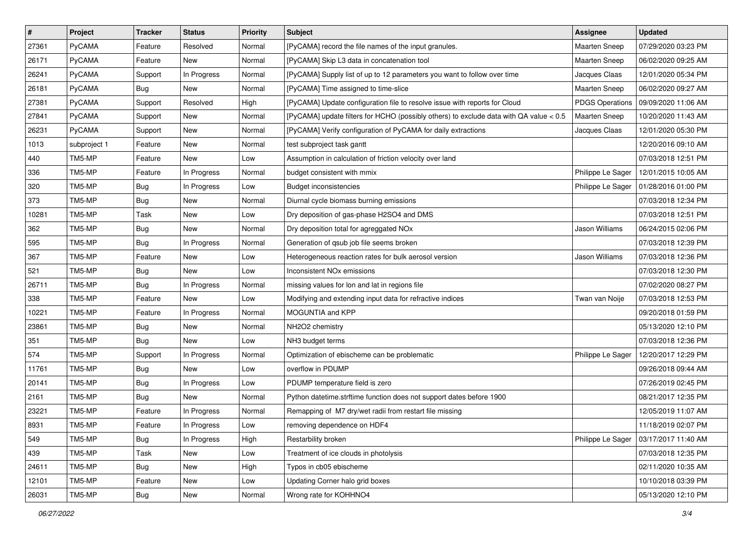| # | Project | Tracker | Status | Priority | Subject | Assignee | Updated |
|---|---|---|---|---|---|---|---|
| 27361 | PyCAMA | Feature | Resolved | Normal | [PyCAMA] record the file names of the input granules. | Maarten Sneep | 07/29/2020 03:23 PM |
| 26171 | PyCAMA | Feature | New | Normal | [PyCAMA] Skip L3 data in concatenation tool | Maarten Sneep | 06/02/2020 09:25 AM |
| 26241 | PyCAMA | Support | In Progress | Normal | [PyCAMA] Supply list of up to 12 parameters you want to follow over time | Jacques Claas | 12/01/2020 05:34 PM |
| 26181 | PyCAMA | Bug | New | Normal | [PyCAMA] Time assigned to time-slice | Maarten Sneep | 06/02/2020 09:27 AM |
| 27381 | PyCAMA | Support | Resolved | High | [PyCAMA] Update configuration file to resolve issue with reports for Cloud | PDGS Operations | 09/09/2020 11:06 AM |
| 27841 | PyCAMA | Support | New | Normal | [PyCAMA] update filters for HCHO (possibly others) to exclude data with QA value < 0.5 | Maarten Sneep | 10/20/2020 11:43 AM |
| 26231 | PyCAMA | Support | New | Normal | [PyCAMA] Verify configuration of PyCAMA for daily extractions | Jacques Claas | 12/01/2020 05:30 PM |
| 1013 | subproject 1 | Feature | New | Normal | test subproject task gantt | | 12/20/2016 09:10 AM |
| 440 | TM5-MP | Feature | New | Low | Assumption in calculation of friction velocity over land | | 07/03/2018 12:51 PM |
| 336 | TM5-MP | Feature | In Progress | Normal | budget consistent with mmix | Philippe Le Sager | 12/01/2015 10:05 AM |
| 320 | TM5-MP | Bug | In Progress | Low | Budget inconsistencies | Philippe Le Sager | 01/28/2016 01:00 PM |
| 373 | TM5-MP | Bug | New | Normal | Diurnal cycle biomass burning emissions | | 07/03/2018 12:34 PM |
| 10281 | TM5-MP | Task | New | Low | Dry deposition of gas-phase H2SO4 and DMS | | 07/03/2018 12:51 PM |
| 362 | TM5-MP | Bug | New | Normal | Dry deposition total for agreggated NOx | Jason Williams | 06/24/2015 02:06 PM |
| 595 | TM5-MP | Bug | In Progress | Normal | Generation of qsub job file seems broken | | 07/03/2018 12:39 PM |
| 367 | TM5-MP | Feature | New | Low | Heterogeneous reaction rates for bulk aerosol version | Jason Williams | 07/03/2018 12:36 PM |
| 521 | TM5-MP | Bug | New | Low | Inconsistent NOx emissions | | 07/03/2018 12:30 PM |
| 26711 | TM5-MP | Bug | In Progress | Normal | missing values for lon and lat in regions file | | 07/02/2020 08:27 PM |
| 338 | TM5-MP | Feature | New | Low | Modifying and extending input data for refractive indices | Twan van Noije | 07/03/2018 12:53 PM |
| 10221 | TM5-MP | Feature | In Progress | Normal | MOGUNTIA and KPP | | 09/20/2018 01:59 PM |
| 23861 | TM5-MP | Bug | New | Normal | NH2O2 chemistry | | 05/13/2020 12:10 PM |
| 351 | TM5-MP | Bug | New | Low | NH3 budget terms | | 07/03/2018 12:36 PM |
| 574 | TM5-MP | Support | In Progress | Normal | Optimization of ebischeme can be problematic | Philippe Le Sager | 12/20/2017 12:29 PM |
| 11761 | TM5-MP | Bug | New | Low | overflow in PDUMP | | 09/26/2018 09:44 AM |
| 20141 | TM5-MP | Bug | In Progress | Low | PDUMP temperature field is zero | | 07/26/2019 02:45 PM |
| 2161 | TM5-MP | Bug | New | Normal | Python datetime.strftime function does not support dates before 1900 | | 08/21/2017 12:35 PM |
| 23221 | TM5-MP | Feature | In Progress | Normal | Remapping of M7 dry/wet radii from restart file missing | | 12/05/2019 11:07 AM |
| 8931 | TM5-MP | Feature | In Progress | Low | removing dependence on HDF4 | | 11/18/2019 02:07 PM |
| 549 | TM5-MP | Bug | In Progress | High | Restarbility broken | Philippe Le Sager | 03/17/2017 11:40 AM |
| 439 | TM5-MP | Task | New | Low | Treatment of ice clouds in photolysis | | 07/03/2018 12:35 PM |
| 24611 | TM5-MP | Bug | New | High | Typos in cb05 ebischeme | | 02/11/2020 10:35 AM |
| 12101 | TM5-MP | Feature | New | Low | Updating Corner halo grid boxes | | 10/10/2018 03:39 PM |
| 26031 | TM5-MP | Bug | New | Normal | Wrong rate for KOHHNO4 | | 05/13/2020 12:10 PM |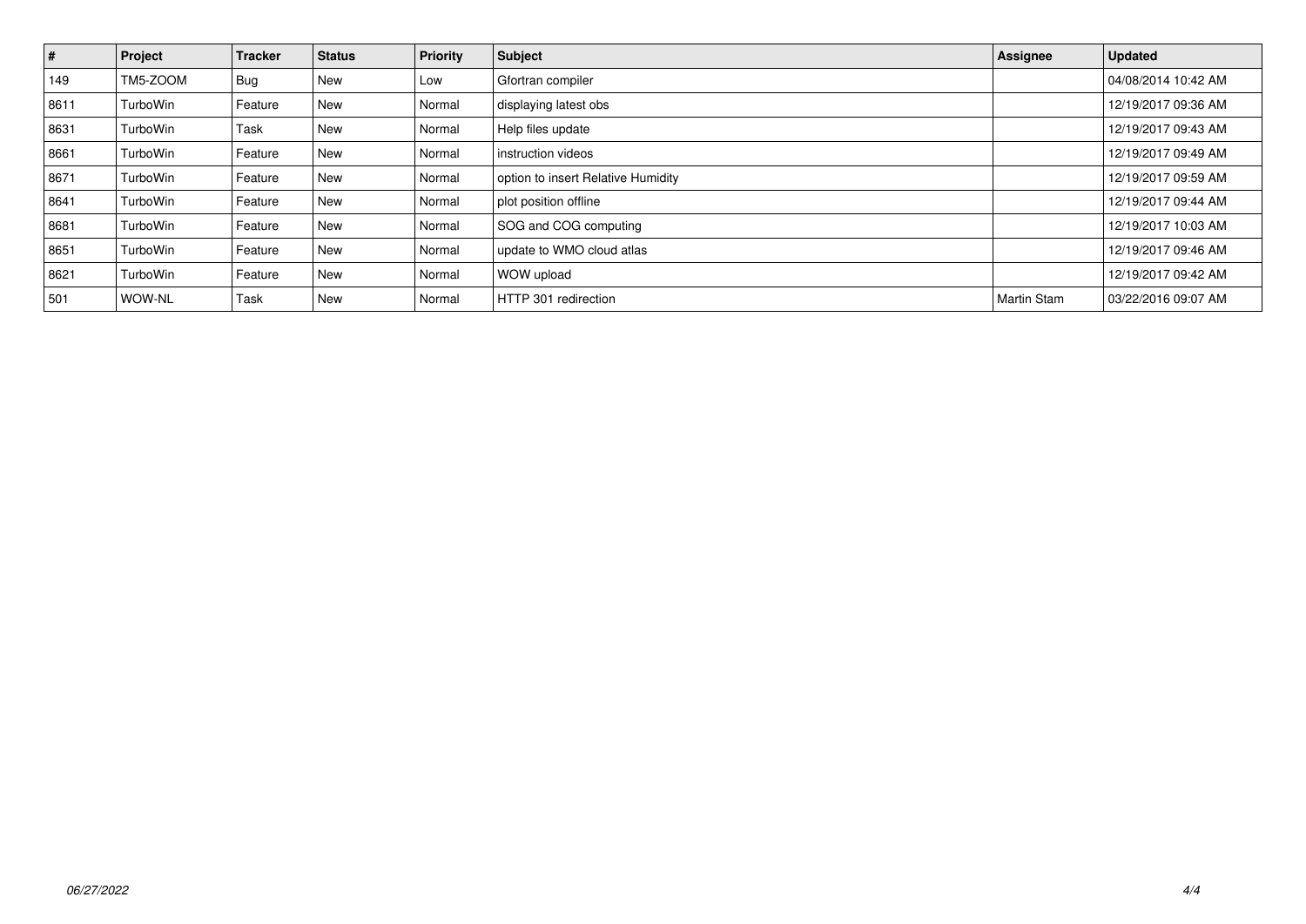| # | Project | Tracker | Status | Priority | Subject | Assignee | Updated |
| --- | --- | --- | --- | --- | --- | --- | --- |
| 149 | TM5-ZOOM | Bug | New | Low | Gfortran compiler | | 04/08/2014 10:42 AM |
| 8611 | TurboWin | Feature | New | Normal | displaying latest obs | | 12/19/2017 09:36 AM |
| 8631 | TurboWin | Task | New | Normal | Help files update | | 12/19/2017 09:43 AM |
| 8661 | TurboWin | Feature | New | Normal | instruction videos | | 12/19/2017 09:49 AM |
| 8671 | TurboWin | Feature | New | Normal | option to insert Relative Humidity | | 12/19/2017 09:59 AM |
| 8641 | TurboWin | Feature | New | Normal | plot position offline | | 12/19/2017 09:44 AM |
| 8681 | TurboWin | Feature | New | Normal | SOG and COG computing | | 12/19/2017 10:03 AM |
| 8651 | TurboWin | Feature | New | Normal | update to WMO cloud atlas | | 12/19/2017 09:46 AM |
| 8621 | TurboWin | Feature | New | Normal | WOW upload | | 12/19/2017 09:42 AM |
| 501 | WOW-NL | Task | New | Normal | HTTP 301 redirection | Martin Stam | 03/22/2016 09:07 AM |

*06/27/2022*